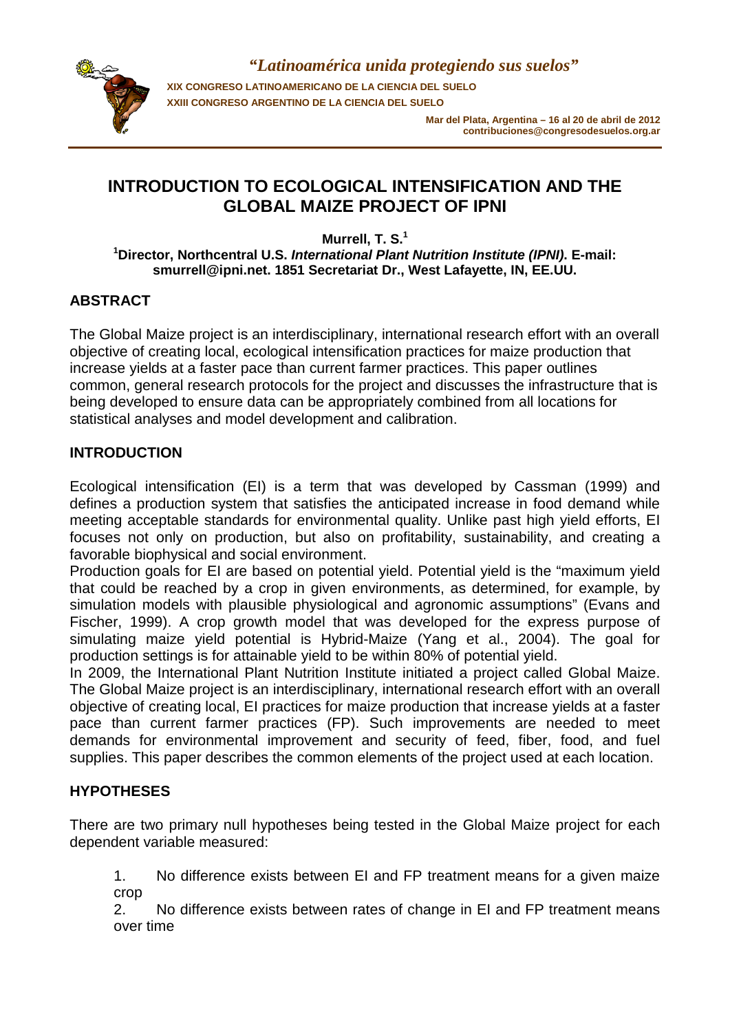# INTRODUCTION TO ECOLOGICAL INTENSIFICATION AND THE GLOBAL MAIZE PROJECT OF IPNI

**Murrell, T. S.[1]**

**[1]Director, Northcentral U.S. *International Plant Nutrition Institute (IPNI)*. E-mail: smurrell@ipni.net. 1851 Secretariat Dr., West Lafayette, IN, EE.UU.**

## ABSTRACT

The Global Maize project is an interdisciplinary, international research effort with an overall objective of creating local, ecological intensification practices for maize production that increase yields at a faster pace than current farmer practices. This paper outlines common, general research protocols for the project and discusses the infrastructure that is being developed to ensure data can be appropriately combined from all locations for statistical analyses and model development and calibration.

## INTRODUCTION

Ecological intensification (EI) is a term that was developed by Cassman (1999) and defines a production system that satisfies the anticipated increase in food demand while meeting acceptable standards for environmental quality. Unlike past high yield efforts, EI focuses not only on production, but also on profitability, sustainability, and creating a favorable biophysical and social environment.

Production goals for EI are based on potential yield. Potential yield is the "maximum yield that could be reached by a crop in given environments, as determined, for example, by simulation models with plausible physiological and agronomic assumptions" (Evans and Fischer, 1999). A crop growth model that was developed for the express purpose of simulating maize yield potential is Hybrid-Maize (Yang et al., 2004). The goal for production settings is for attainable yield to be within 80% of potential yield.

In 2009, the International Plant Nutrition Institute initiated a project called Global Maize. The Global Maize project is an interdisciplinary, international research effort with an overall objective of creating local, EI practices for maize production that increase yields at a faster pace than current farmer practices (FP). Such improvements are needed to meet demands for environmental improvement and security of feed, fiber, food, and fuel supplies. This paper describes the common elements of the project used at each location.

## HYPOTHESES

There are two primary null hypotheses being tested in the Global Maize project for each dependent variable measured:

1. No difference exists between EI and FP treatment means for a given maize crop
2. No difference exists between rates of change in EI and FP treatment means over time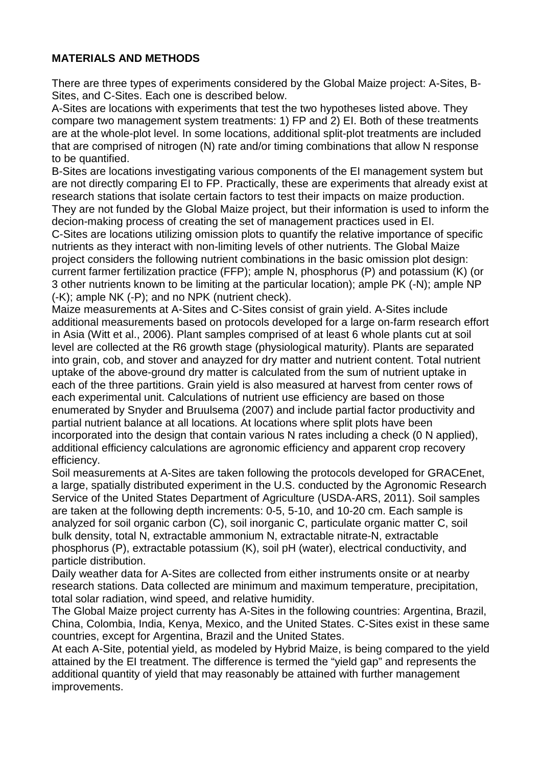## MATERIALS AND METHODS

There are three types of experiments considered by the Global Maize project: A-Sites, B-Sites, and C-Sites. Each one is described below.

A-Sites are locations with experiments that test the two hypotheses listed above. They compare two management system treatments: 1) FP and 2) EI. Both of these treatments are at the whole-plot level. In some locations, additional split-plot treatments are included that are comprised of nitrogen (N) rate and/or timing combinations that allow N response to be quantified.

B-Sites are locations investigating various components of the EI management system but are not directly comparing EI to FP. Practically, these are experiments that already exist at research stations that isolate certain factors to test their impacts on maize production. They are not funded by the Global Maize project, but their information is used to inform the decion-making process of creating the set of management practices used in EI.

C-Sites are locations utilizing omission plots to quantify the relative importance of specific nutrients as they interact with non-limiting levels of other nutrients. The Global Maize project considers the following nutrient combinations in the basic omission plot design: current farmer fertilization practice (FFP); ample N, phosphorus (P) and potassium (K) (or 3 other nutrients known to be limiting at the particular location); ample PK (-N); ample NP (-K); ample NK (-P); and no NPK (nutrient check).

Maize measurements at A-Sites and C-Sites consist of grain yield. A-Sites include additional measurements based on protocols developed for a large on-farm research effort in Asia (Witt et al., 2006). Plant samples comprised of at least 6 whole plants cut at soil level are collected at the R6 growth stage (physiological maturity). Plants are separated into grain, cob, and stover and anayzed for dry matter and nutrient content. Total nutrient uptake of the above-ground dry matter is calculated from the sum of nutrient uptake in each of the three partitions. Grain yield is also measured at harvest from center rows of each experimental unit. Calculations of nutrient use efficiency are based on those enumerated by Snyder and Bruulsema (2007) and include partial factor productivity and partial nutrient balance at all locations. At locations where split plots have been incorporated into the design that contain various N rates including a check (0 N applied), additional efficiency calculations are agronomic efficiency and apparent crop recovery efficiency.

Soil measurements at A-Sites are taken following the protocols developed for GRACEnet, a large, spatially distributed experiment in the U.S. conducted by the Agronomic Research Service of the United States Department of Agriculture (USDA-ARS, 2011). Soil samples are taken at the following depth increments: 0-5, 5-10, and 10-20 cm. Each sample is analyzed for soil organic carbon (C), soil inorganic C, particulate organic matter C, soil bulk density, total N, extractable ammonium N, extractable nitrate-N, extractable phosphorus (P), extractable potassium (K), soil pH (water), electrical conductivity, and particle distribution.

Daily weather data for A-Sites are collected from either instruments onsite or at nearby research stations. Data collected are minimum and maximum temperature, precipitation, total solar radiation, wind speed, and relative humidity.

The Global Maize project currenty has A-Sites in the following countries: Argentina, Brazil, China, Colombia, India, Kenya, Mexico, and the United States. C-Sites exist in these same countries, except for Argentina, Brazil and the United States.

At each A-Site, potential yield, as modeled by Hybrid Maize, is being compared to the yield attained by the EI treatment. The difference is termed the "yield gap" and represents the additional quantity of yield that may reasonably be attained with further management improvements.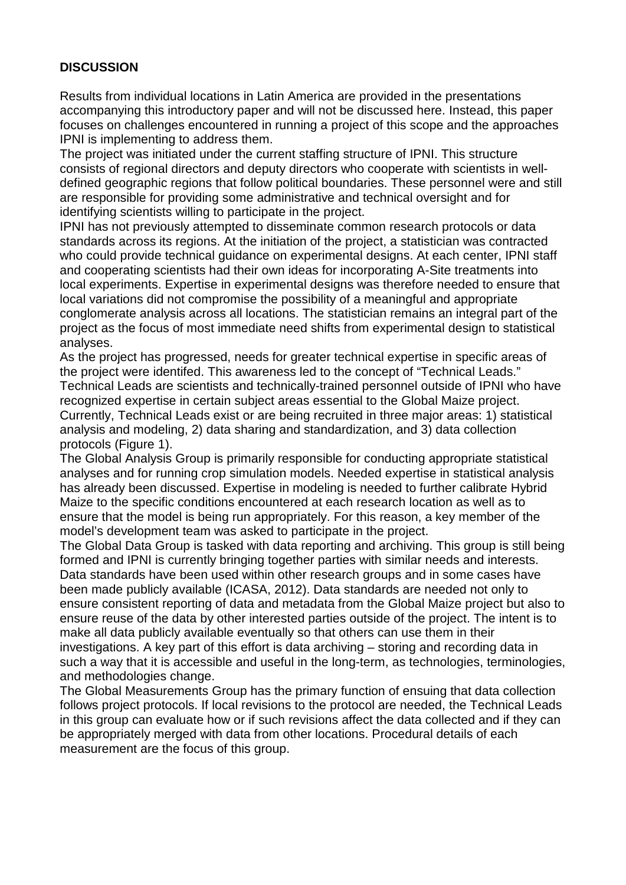## DISCUSSION

Results from individual locations in Latin America are provided in the presentations accompanying this introductory paper and will not be discussed here. Instead, this paper focuses on challenges encountered in running a project of this scope and the approaches IPNI is implementing to address them.

The project was initiated under the current staffing structure of IPNI. This structure consists of regional directors and deputy directors who cooperate with scientists in well-defined geographic regions that follow political boundaries. These personnel were and still are responsible for providing some administrative and technical oversight and for identifying scientists willing to participate in the project.

IPNI has not previously attempted to disseminate common research protocols or data standards across its regions. At the initiation of the project, a statistician was contracted who could provide technical guidance on experimental designs. At each center, IPNI staff and cooperating scientists had their own ideas for incorporating A-Site treatments into local experiments. Expertise in experimental designs was therefore needed to ensure that local variations did not compromise the possibility of a meaningful and appropriate conglomerate analysis across all locations. The statistician remains an integral part of the project as the focus of most immediate need shifts from experimental design to statistical analyses.

As the project has progressed, needs for greater technical expertise in specific areas of the project were identifed. This awareness led to the concept of "Technical Leads." Technical Leads are scientists and technically-trained personnel outside of IPNI who have recognized expertise in certain subject areas essential to the Global Maize project. Currently, Technical Leads exist or are being recruited in three major areas: 1) statistical analysis and modeling, 2) data sharing and standardization, and 3) data collection protocols (Figure 1).

The Global Analysis Group is primarily responsible for conducting appropriate statistical analyses and for running crop simulation models. Needed expertise in statistical analysis has already been discussed. Expertise in modeling is needed to further calibrate Hybrid Maize to the specific conditions encountered at each research location as well as to ensure that the model is being run appropriately. For this reason, a key member of the model's development team was asked to participate in the project.

The Global Data Group is tasked with data reporting and archiving. This group is still being formed and IPNI is currently bringing together parties with similar needs and interests. Data standards have been used within other research groups and in some cases have been made publicly available (ICASA, 2012). Data standards are needed not only to ensure consistent reporting of data and metadata from the Global Maize project but also to ensure reuse of the data by other interested parties outside of the project. The intent is to make all data publicly available eventually so that others can use them in their investigations. A key part of this effort is data archiving – storing and recording data in such a way that it is accessible and useful in the long-term, as technologies, terminologies, and methodologies change.

The Global Measurements Group has the primary function of ensuing that data collection follows project protocols. If local revisions to the protocol are needed, the Technical Leads in this group can evaluate how or if such revisions affect the data collected and if they can be appropriately merged with data from other locations. Procedural details of each measurement are the focus of this group.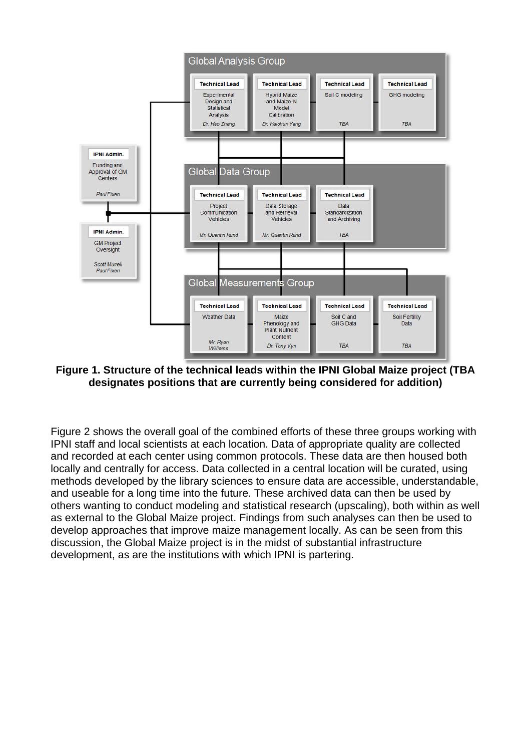**Global Analysis Group**

- **Technical Lead** – Experimental Design and Statistical Analysis – *Dr. Hao Zhang*
- **Technical Lead** – Hybrid Maize and Maize-N Model Calibration – *Dr. Haishun Yang*
- **Technical Lead** – Soil C modeling – *TBA*
- **Technical Lead** – GHG modeling – *TBA*

**Global Data Group**

- **Technical Lead** – Project Communication Vehicles – *Mr. Quentin Rund*
- **Technical Lead** – Data Storage and Retrieval Vehicles – *Mr. Quentin Rund*
- **Technical Lead** – Data Standardization and Archiving – *TBA*

**Global Measurements Group**

- **Technical Lead** – Weather Data – *Mr. Ryan Williams*
- **Technical Lead** – Maize Phenology and Plant Nutrient Content – *Dr. Tony Vyn*
- **Technical Lead** – Soil C and GHG Data – *TBA*
- **Technical Lead** – Soil Fertility Data – *TBA*

**IPNI Admin.** – Funding and Approval of GM Centers – *Paul Fixen*

**IPNI Admin.** – GM Project Oversight – *Scott Murrell, Paul Fixen*

**Figure 1. Structure of the technical leads within the IPNI Global Maize project (TBA designates positions that are currently being considered for addition)**

Figure 2 shows the overall goal of the combined efforts of these three groups working with IPNI staff and local scientists at each location. Data of appropriate quality are collected and recorded at each center using common protocols. These data are then housed both locally and centrally for access. Data collected in a central location will be curated, using methods developed by the library sciences to ensure data are accessible, understandable, and useable for a long time into the future. These archived data can then be used by others wanting to conduct modeling and statistical research (upscaling), both within as well as external to the Global Maize project. Findings from such analyses can then be used to develop approaches that improve maize management locally. As can be seen from this discussion, the Global Maize project is in the midst of substantial infrastructure development, as are the institutions with which IPNI is partering.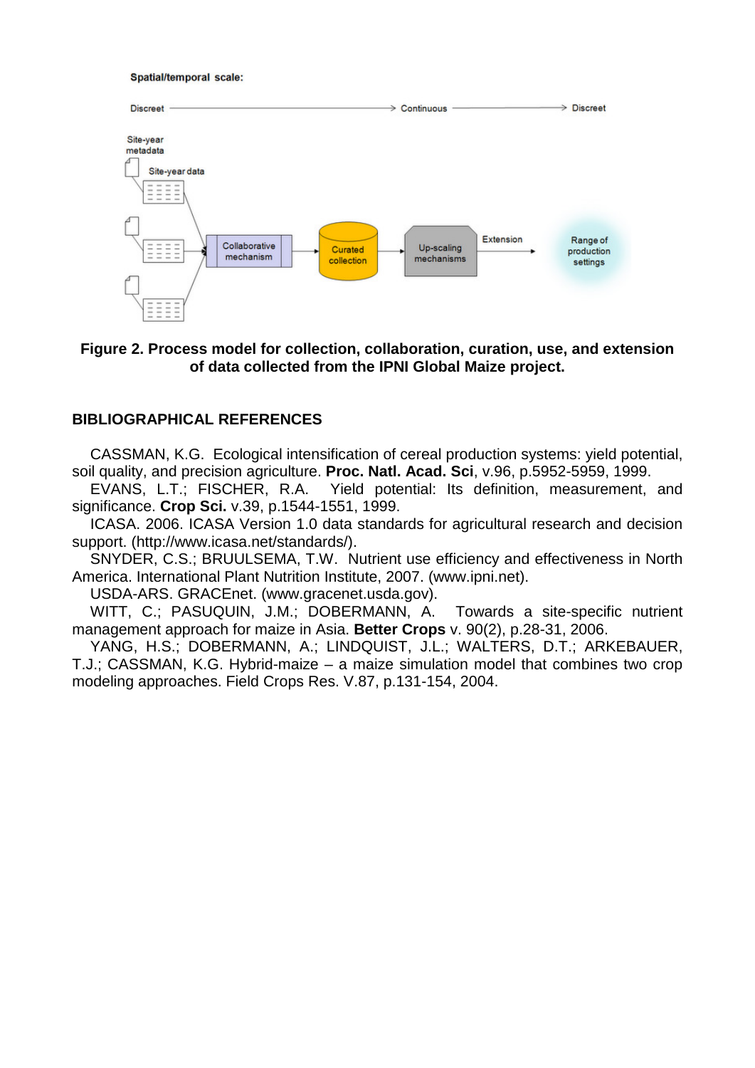Spatial/temporal scale:

Discreet → Continuous → Discreet

Site-year metadata

Site-year data

Collaborative mechanism

Curated collection

Up-scaling mechanisms

Extension

Range of production settings

**Figure 2. Process model for collection, collaboration, curation, use, and extension of data collected from the IPNI Global Maize project.**

## BIBLIOGRAPHICAL REFERENCES

CASSMAN, K.G. Ecological intensification of cereal production systems: yield potential, soil quality, and precision agriculture. **Proc. Natl. Acad. Sci**, v.96, p.5952-5959, 1999.

EVANS, L.T.; FISCHER, R.A. Yield potential: Its definition, measurement, and significance. **Crop Sci.** v.39, p.1544-1551, 1999.

ICASA. 2006. ICASA Version 1.0 data standards for agricultural research and decision support. (http://www.icasa.net/standards/).

SNYDER, C.S.; BRUULSEMA, T.W. Nutrient use efficiency and effectiveness in North America. International Plant Nutrition Institute, 2007. (www.ipni.net).

USDA-ARS. GRACEnet. (www.gracenet.usda.gov).

WITT, C.; PASUQUIN, J.M.; DOBERMANN, A. Towards a site-specific nutrient management approach for maize in Asia. **Better Crops** v. 90(2), p.28-31, 2006.

YANG, H.S.; DOBERMANN, A.; LINDQUIST, J.L.; WALTERS, D.T.; ARKEBAUER, T.J.; CASSMAN, K.G. Hybrid-maize – a maize simulation model that combines two crop modeling approaches. Field Crops Res. V.87, p.131-154, 2004.